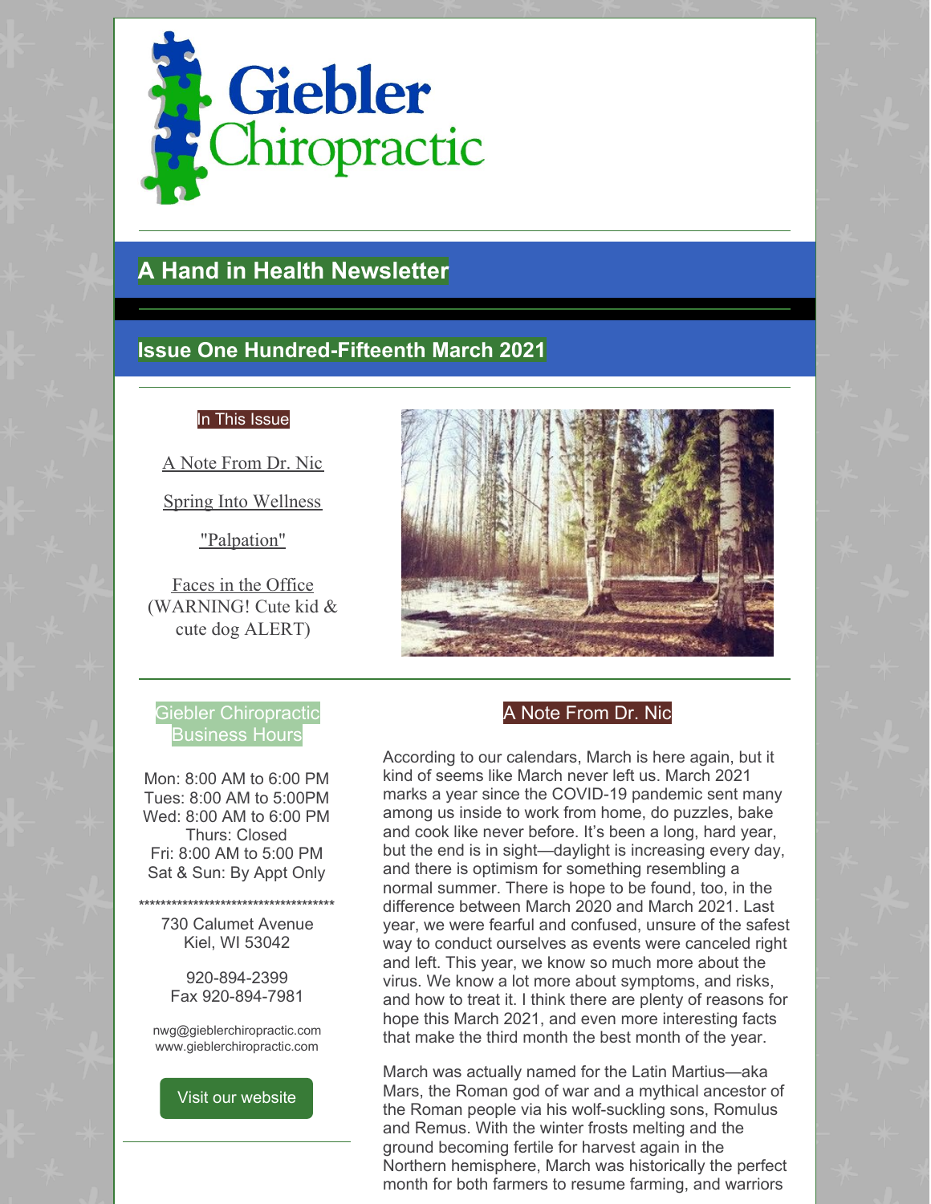# Giebler Chiropractic

## A Hand in Health Newsletter

## Issue One Hundred-Fifteenth March 2021

**In This Issue**

A Note From Dr. Nic

Spring Into Wellness

"Palpation"

Faces in the Office (WARNING! Cute kid & cute dog ALERT)

**Giebler Chiropractic Business Hours**

Mon: 8:00 AM to 6:00 PM
Tues: 8:00 AM to 5:00PM
Wed: 8:00 AM to 6:00 PM
Thurs: Closed
Fri: 8:00 AM to 5:00 PM
Sat & Sun: By Appt Only

**************************************

730 Calumet Avenue
Kiel, WI 53042

920-894-2399
Fax 920-894-7981

nwg@gieblerchiropractic.com
www.gieblerchiropractic.com

Visit our website

## A Note From Dr. Nic

According to our calendars, March is here again, but it kind of seems like March never left us. March 2021 marks a year since the COVID-19 pandemic sent many among us inside to work from home, do puzzles, bake and cook like never before. It's been a long, hard year, but the end is in sight—daylight is increasing every day, and there is optimism for something resembling a normal summer. There is hope to be found, too, in the difference between March 2020 and March 2021. Last year, we were fearful and confused, unsure of the safest way to conduct ourselves as events were canceled right and left. This year, we know so much more about the virus. We know a lot more about symptoms, and risks, and how to treat it. I think there are plenty of reasons for hope this March 2021, and even more interesting facts that make the third month the best month of the year.

March was actually named for the Latin Martius—aka Mars, the Roman god of war and a mythical ancestor of the Roman people via his wolf-suckling sons, Romulus and Remus. With the winter frosts melting and the ground becoming fertile for harvest again in the Northern hemisphere, March was historically the perfect month for both farmers to resume farming, and warriors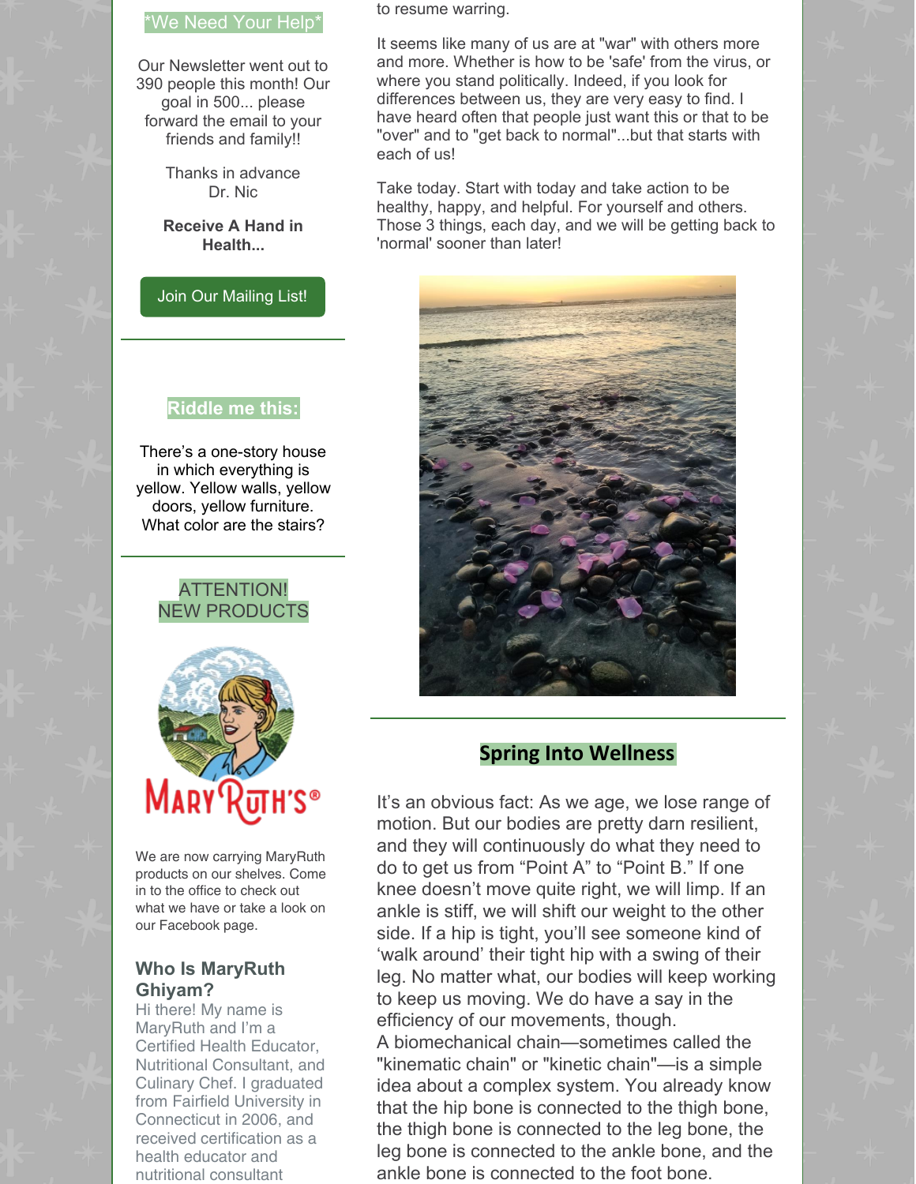**\*We Need Your Help\***

Our Newsletter went out to 390 people this month! Our goal in 500... please forward the email to your friends and family!!

Thanks in advance
Dr. Nic

**Receive A Hand in Health...**

Join Our Mailing List!

**Riddle me this:**

There's a one-story house in which everything is yellow. Yellow walls, yellow doors, yellow furniture. What color are the stairs?

ATTENTION!
NEW PRODUCTS

MARYRUTH'S®

We are now carrying MaryRuth products on our shelves. Come in to the office to check out what we have or take a look on our Facebook page.

### Who Is MaryRuth Ghiyam?

Hi there! My name is MaryRuth and I'm a Certified Health Educator, Nutritional Consultant, and Culinary Chef. I graduated from Fairfield University in Connecticut in 2006, and received certification as a health educator and nutritional consultant

to resume warring.

It seems like many of us are at "war" with others more and more. Whether is how to be 'safe' from the virus, or where you stand politically. Indeed, if you look for differences between us, they are very easy to find. I have heard often that people just want this or that to be "over" and to "get back to normal"...but that starts with each of us!

Take today. Start with today and take action to be healthy, happy, and helpful. For yourself and others. Those 3 things, each day, and we will be getting back to 'normal' sooner than later!

## Spring Into Wellness

It's an obvious fact: As we age, we lose range of motion. But our bodies are pretty darn resilient, and they will continuously do what they need to do to get us from "Point A" to "Point B." If one knee doesn't move quite right, we will limp. If an ankle is stiff, we will shift our weight to the other side. If a hip is tight, you'll see someone kind of 'walk around' their tight hip with a swing of their leg. No matter what, our bodies will keep working to keep us moving. We do have a say in the efficiency of our movements, though.
A biomechanical chain—sometimes called the "kinematic chain" or "kinetic chain"—is a simple idea about a complex system. You already know that the hip bone is connected to the thigh bone, the thigh bone is connected to the leg bone, the leg bone is connected to the ankle bone, and the ankle bone is connected to the foot bone.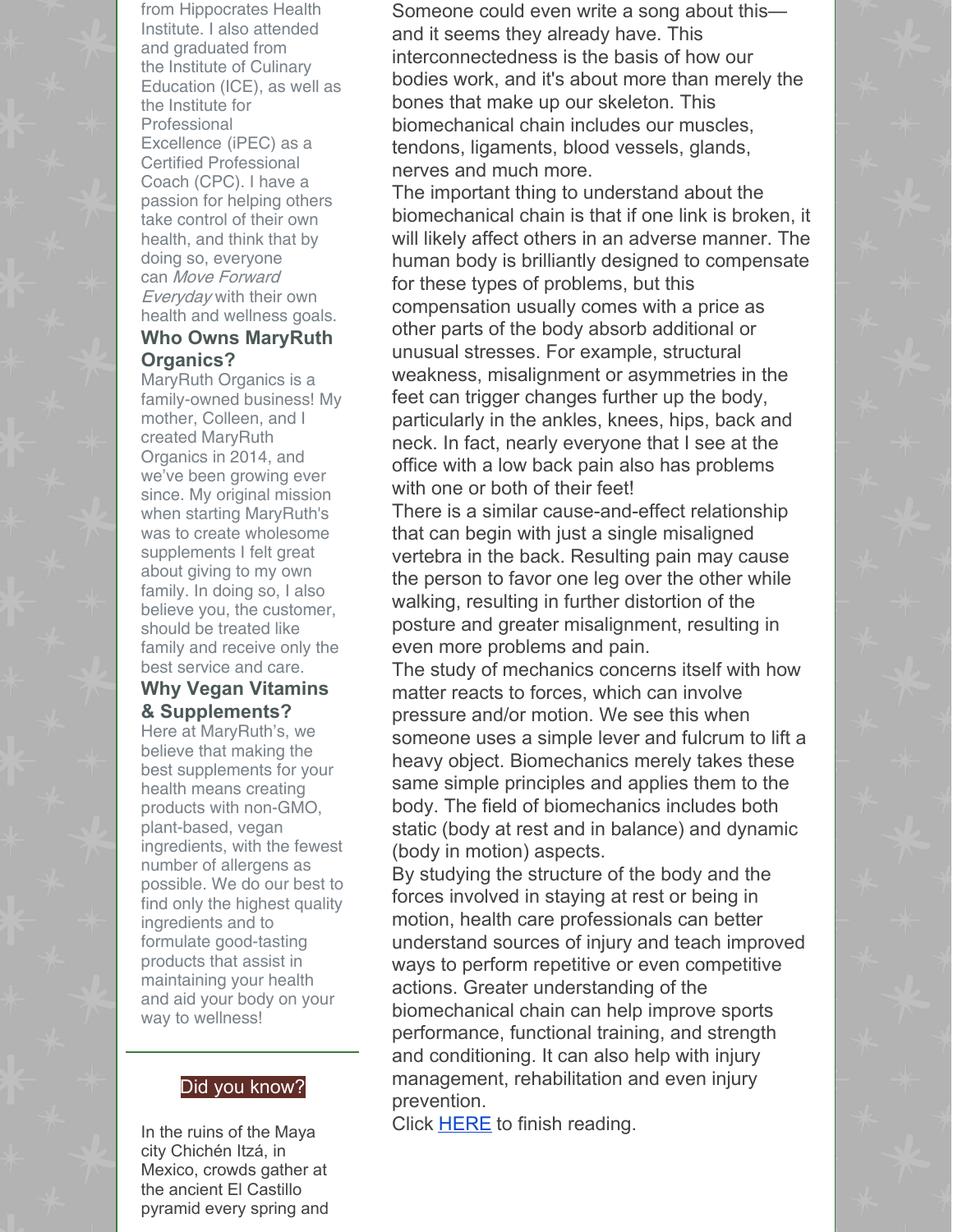from Hippocrates Health Institute. I also attended and graduated from the Institute of Culinary Education (ICE), as well as the Institute for Professional Excellence (iPEC) as a Certified Professional Coach (CPC). I have a passion for helping others take control of their own health, and think that by doing so, everyone can *Move Forward Everyday* with their own health and wellness goals.

### Who Owns MaryRuth Organics?

MaryRuth Organics is a family-owned business! My mother, Colleen, and I created MaryRuth Organics in 2014, and we've been growing ever since. My original mission when starting MaryRuth's was to create wholesome supplements I felt great about giving to my own family. In doing so, I also believe you, the customer, should be treated like family and receive only the best service and care.

### Why Vegan Vitamins & Supplements?

Here at MaryRuth's, we believe that making the best supplements for your health means creating products with non-GMO, plant-based, vegan ingredients, with the fewest number of allergens as possible. We do our best to find only the highest quality ingredients and to formulate good-tasting products that assist in maintaining your health and aid your body on your way to wellness!

Did you know?

In the ruins of the Maya city Chichén Itzá, in Mexico, crowds gather at the ancient El Castillo pyramid every spring and

Someone could even write a song about this—and it seems they already have. This interconnectedness is the basis of how our bodies work, and it's about more than merely the bones that make up our skeleton. This biomechanical chain includes our muscles, tendons, ligaments, blood vessels, glands, nerves and much more.

The important thing to understand about the biomechanical chain is that if one link is broken, it will likely affect others in an adverse manner. The human body is brilliantly designed to compensate for these types of problems, but this compensation usually comes with a price as other parts of the body absorb additional or unusual stresses. For example, structural weakness, misalignment or asymmetries in the feet can trigger changes further up the body, particularly in the ankles, knees, hips, back and neck. In fact, nearly everyone that I see at the office with a low back pain also has problems with one or both of their feet!

There is a similar cause-and-effect relationship that can begin with just a single misaligned vertebra in the back. Resulting pain may cause the person to favor one leg over the other while walking, resulting in further distortion of the posture and greater misalignment, resulting in even more problems and pain.

The study of mechanics concerns itself with how matter reacts to forces, which can involve pressure and/or motion. We see this when someone uses a simple lever and fulcrum to lift a heavy object. Biomechanics merely takes these same simple principles and applies them to the body. The field of biomechanics includes both static (body at rest and in balance) and dynamic (body in motion) aspects.

By studying the structure of the body and the forces involved in staying at rest or being in motion, health care professionals can better understand sources of injury and teach improved ways to perform repetitive or even competitive actions. Greater understanding of the biomechanical chain can help improve sports performance, functional training, and strength and conditioning. It can also help with injury management, rehabilitation and even injury prevention.

Click HERE to finish reading.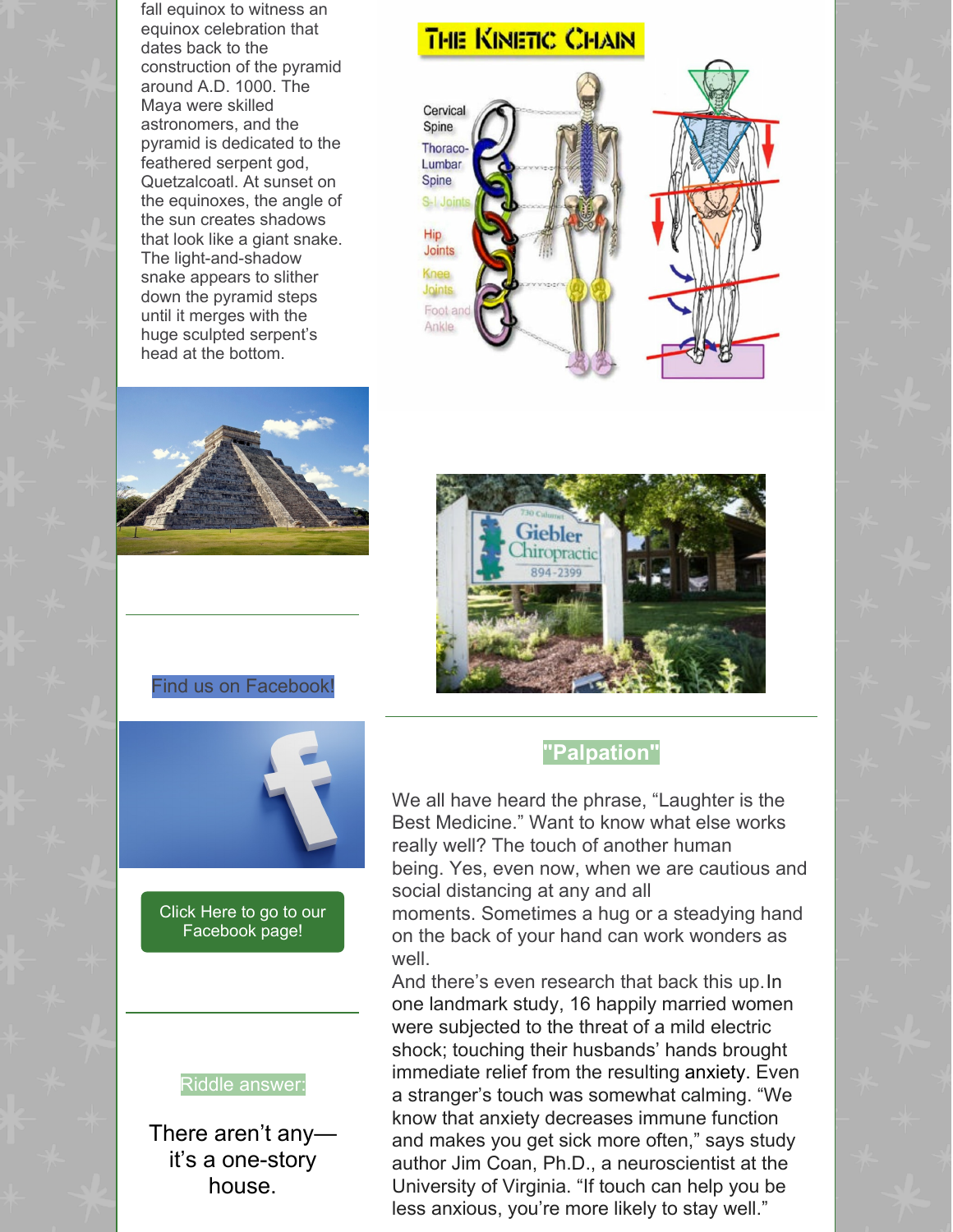fall equinox to witness an equinox celebration that dates back to the construction of the pyramid around A.D. 1000. The Maya were skilled astronomers, and the pyramid is dedicated to the feathered serpent god, Quetzalcoatl. At sunset on the equinoxes, the angle of the sun creates shadows that look like a giant snake. The light-and-shadow snake appears to slither down the pyramid steps until it merges with the huge sculpted serpent's head at the bottom.

Find us on Facebook!

Click Here to go to our Facebook page!

Riddle answer:

There aren't any—it's a one-story house.

## "Palpation"

We all have heard the phrase, "Laughter is the Best Medicine." Want to know what else works really well? The touch of another human being. Yes, even now, when we are cautious and social distancing at any and all moments. Sometimes a hug or a steadying hand on the back of your hand can work wonders as well.

And there's even research that back this up. In one landmark study, 16 happily married women were subjected to the threat of a mild electric shock; touching their husbands' hands brought immediate relief from the resulting anxiety. Even a stranger's touch was somewhat calming. "We know that anxiety decreases immune function and makes you get sick more often," says study author Jim Coan, Ph.D., a neuroscientist at the University of Virginia. "If touch can help you be less anxious, you're more likely to stay well."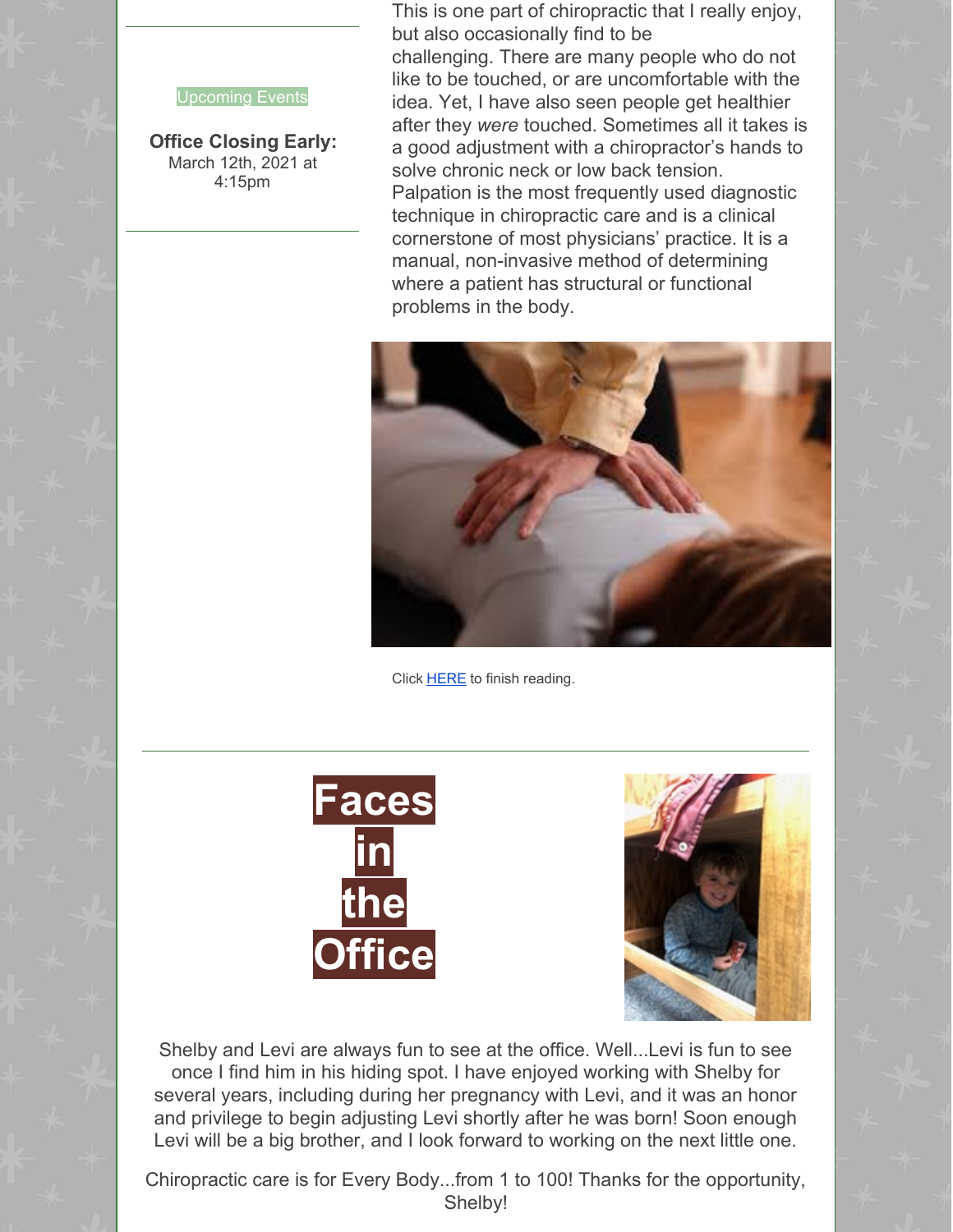Upcoming Events

**Office Closing Early:**
March 12th, 2021 at 4:15pm

This is one part of chiropractic that I really enjoy, but also occasionally find to be challenging. There are many people who do not like to be touched, or are uncomfortable with the idea. Yet, I have also seen people get healthier after they *were* touched. Sometimes all it takes is a good adjustment with a chiropractor's hands to solve chronic neck or low back tension. Palpation is the most frequently used diagnostic technique in chiropractic care and is a clinical cornerstone of most physicians' practice. It is a manual, non-invasive method of determining where a patient has structural or functional problems in the body.

Click HERE to finish reading.

# Faces in the Office

Shelby and Levi are always fun to see at the office. Well...Levi is fun to see once I find him in his hiding spot. I have enjoyed working with Shelby for several years, including during her pregnancy with Levi, and it was an honor and privilege to begin adjusting Levi shortly after he was born! Soon enough Levi will be a big brother, and I look forward to working on the next little one.

Chiropractic care is for Every Body...from 1 to 100! Thanks for the opportunity, Shelby!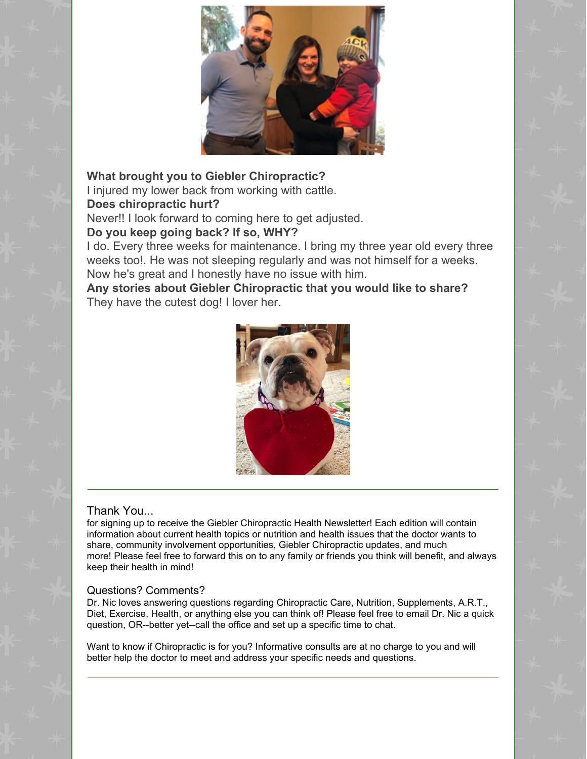**What brought you to Giebler Chiropractic?**
I injured my lower back from working with cattle.
**Does chiropractic hurt?**
Never!! I look forward to coming here to get adjusted.
**Do you keep going back? If so, WHY?**
I do. Every three weeks for maintenance. I bring my three year old every three weeks too!. He was not sleeping regularly and was not himself for a weeks. Now he's great and I honestly have no issue with him.
**Any stories about Giebler Chiropractic that you would like to share?**
They have the cutest dog! I lover her.

---

Thank You...

for signing up to receive the Giebler Chiropractic Health Newsletter! Each edition will contain information about current health topics or nutrition and health issues that the doctor wants to share, community involvement opportunities, Giebler Chiropractic updates, and much more! Please feel free to forward this on to any family or friends you think will benefit, and always keep their health in mind!

Questions? Comments?

Dr. Nic loves answering questions regarding Chiropractic Care, Nutrition, Supplements, A.R.T., Diet, Exercise, Health, or anything else you can think of! Please feel free to email Dr. Nic a quick question, OR--better yet--call the office and set up a specific time to chat.

Want to know if Chiropractic is for you? Informative consults are at no charge to you and will better help the doctor to meet and address your specific needs and questions.

---